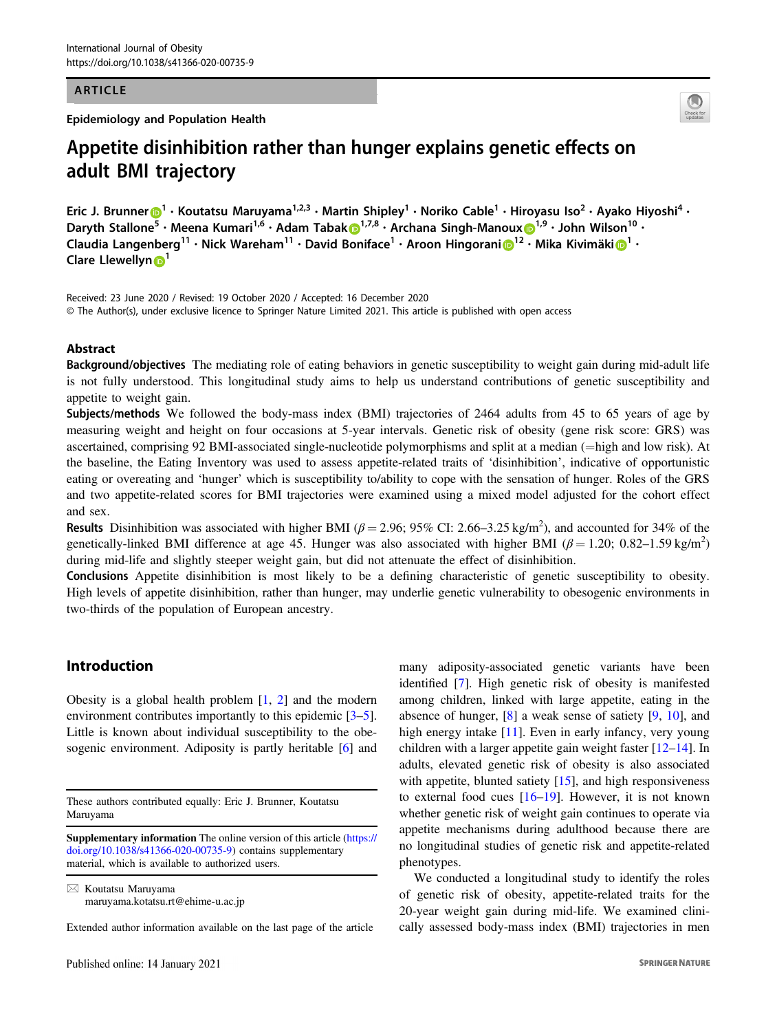ARTICLE

Epidemiology and Population Health

# Appetite disinhibition rather than hunger explains genetic effects on adult BMI trajectory

Eric J. Brunner[1] · Koutatsu Maruyama[1,2,3] · Martin Shipley[1] · Noriko Cable[1] · Hiroyasu Iso[2] · Ayako Hiyoshi[4] · Daryth Stallone[5] · Meena Kumari[1,6] · Adam Tabak[1,7,8] · Archana Singh-Manoux[1,9] · John Wilson[10] · Claudia Langenberg[11] · Nick Wareham[11] · David Boniface[1] · Aroon Hingorani[12] · Mika Kivimäki[1] · Clare Llewellyn[1]

Received: 23 June 2020 / Revised: 19 October 2020 / Accepted: 16 December 2020
© The Author(s), under exclusive licence to Springer Nature Limited 2021. This article is published with open access

## Abstract

**Background/objectives** The mediating role of eating behaviors in genetic susceptibility to weight gain during mid-adult life is not fully understood. This longitudinal study aims to help us understand contributions of genetic susceptibility and appetite to weight gain.

**Subjects/methods** We followed the body-mass index (BMI) trajectories of 2464 adults from 45 to 65 years of age by measuring weight and height on four occasions at 5-year intervals. Genetic risk of obesity (gene risk score: GRS) was ascertained, comprising 92 BMI-associated single-nucleotide polymorphisms and split at a median (=high and low risk). At the baseline, the Eating Inventory was used to assess appetite-related traits of 'disinhibition', indicative of opportunistic eating or overeating and 'hunger' which is susceptibility to/ability to cope with the sensation of hunger. Roles of the GRS and two appetite-related scores for BMI trajectories were examined using a mixed model adjusted for the cohort effect and sex.

**Results** Disinhibition was associated with higher BMI ($\beta = 2.96$; 95% CI: 2.66–3.25 kg/m$^2$), and accounted for 34% of the genetically-linked BMI difference at age 45. Hunger was also associated with higher BMI ($\beta = 1.20$; 0.82–1.59 kg/m$^2$) during mid-life and slightly steeper weight gain, but did not attenuate the effect of disinhibition.

**Conclusions** Appetite disinhibition is most likely to be a defining characteristic of genetic susceptibility to obesity. High levels of appetite disinhibition, rather than hunger, may underlie genetic vulnerability to obesogenic environments in two-thirds of the population of European ancestry.

## Introduction

Obesity is a global health problem [1, 2] and the modern environment contributes importantly to this epidemic [3–5]. Little is known about individual susceptibility to the obesogenic environment. Adiposity is partly heritable [6] and many adiposity-associated genetic variants have been identified [7]. High genetic risk of obesity is manifested among children, linked with large appetite, eating in the absence of hunger, [8] a weak sense of satiety [9, 10], and high energy intake [11]. Even in early infancy, very young children with a larger appetite gain weight faster [12–14]. In adults, elevated genetic risk of obesity is also associated with appetite, blunted satiety [15], and high responsiveness to external food cues [16–19]. However, it is not known whether genetic risk of weight gain continues to operate via appetite mechanisms during adulthood because there are no longitudinal studies of genetic risk and appetite-related phenotypes.

We conducted a longitudinal study to identify the roles of genetic risk of obesity, appetite-related traits for the 20-year weight gain during mid-life. We examined clinically assessed body-mass index (BMI) trajectories in men

---

These authors contributed equally: Eric J. Brunner, Koutatsu Maruyama

**Supplementary information** The online version of this article (https://doi.org/10.1038/s41366-020-00735-9) contains supplementary material, which is available to authorized users.

✉ Koutatsu Maruyama
maruyama.kotatsu.rt@ehime-u.ac.jp

Extended author information available on the last page of the article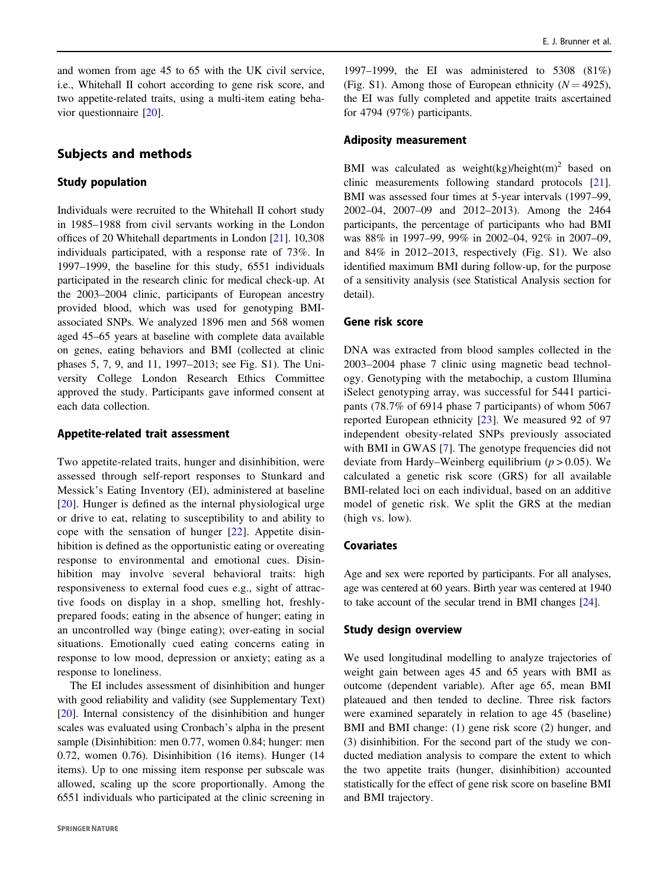and women from age 45 to 65 with the UK civil service, i.e., Whitehall II cohort according to gene risk score, and two appetite-related traits, using a multi-item eating behavior questionnaire [20].

## Subjects and methods

### Study population

Individuals were recruited to the Whitehall II cohort study in 1985–1988 from civil servants working in the London offices of 20 Whitehall departments in London [21]. 10,308 individuals participated, with a response rate of 73%. In 1997–1999, the baseline for this study, 6551 individuals participated in the research clinic for medical check-up. At the 2003–2004 clinic, participants of European ancestry provided blood, which was used for genotyping BMI-associated SNPs. We analyzed 1896 men and 568 women aged 45–65 years at baseline with complete data available on genes, eating behaviors and BMI (collected at clinic phases 5, 7, 9, and 11, 1997–2013; see Fig. S1). The University College London Research Ethics Committee approved the study. Participants gave informed consent at each data collection.

### Appetite-related trait assessment

Two appetite-related traits, hunger and disinhibition, were assessed through self-report responses to Stunkard and Messick's Eating Inventory (EI), administered at baseline [20]. Hunger is defined as the internal physiological urge or drive to eat, relating to susceptibility to and ability to cope with the sensation of hunger [22]. Appetite disinhibition is defined as the opportunistic eating or overeating response to environmental and emotional cues. Disinhibition may involve several behavioral traits: high responsiveness to external food cues e.g., sight of attractive foods on display in a shop, smelling hot, freshly-prepared foods; eating in the absence of hunger; eating in an uncontrolled way (binge eating); over-eating in social situations. Emotionally cued eating concerns eating in response to low mood, depression or anxiety; eating as a response to loneliness.

The EI includes assessment of disinhibition and hunger with good reliability and validity (see Supplementary Text) [20]. Internal consistency of the disinhibition and hunger scales was evaluated using Cronbach's alpha in the present sample (Disinhibition: men 0.77, women 0.84; hunger: men 0.72, women 0.76). Disinhibition (16 items). Hunger (14 items). Up to one missing item response per subscale was allowed, scaling up the score proportionally. Among the 6551 individuals who participated at the clinic screening in 1997–1999, the EI was administered to 5308 (81%) (Fig. S1). Among those of European ethnicity ($N = 4925$), the EI was fully completed and appetite traits ascertained for 4794 (97%) participants.

### Adiposity measurement

BMI was calculated as weight(kg)/height(m)$^2$ based on clinic measurements following standard protocols [21]. BMI was assessed four times at 5-year intervals (1997–99, 2002–04, 2007–09 and 2012–2013). Among the 2464 participants, the percentage of participants who had BMI was 88% in 1997–99, 99% in 2002–04, 92% in 2007–09, and 84% in 2012–2013, respectively (Fig. S1). We also identified maximum BMI during follow-up, for the purpose of a sensitivity analysis (see Statistical Analysis section for detail).

### Gene risk score

DNA was extracted from blood samples collected in the 2003–2004 phase 7 clinic using magnetic bead technology. Genotyping with the metabochip, a custom Illumina iSelect genotyping array, was successful for 5441 participants (78.7% of 6914 phase 7 participants) of whom 5067 reported European ethnicity [23]. We measured 92 of 97 independent obesity-related SNPs previously associated with BMI in GWAS [7]. The genotype frequencies did not deviate from Hardy–Weinberg equilibrium ($p > 0.05$). We calculated a genetic risk score (GRS) for all available BMI-related loci on each individual, based on an additive model of genetic risk. We split the GRS at the median (high vs. low).

### Covariates

Age and sex were reported by participants. For all analyses, age was centered at 60 years. Birth year was centered at 1940 to take account of the secular trend in BMI changes [24].

### Study design overview

We used longitudinal modelling to analyze trajectories of weight gain between ages 45 and 65 years with BMI as outcome (dependent variable). After age 65, mean BMI plateaued and then tended to decline. Three risk factors were examined separately in relation to age 45 (baseline) BMI and BMI change: (1) gene risk score (2) hunger, and (3) disinhibition. For the second part of the study we conducted mediation analysis to compare the extent to which the two appetite traits (hunger, disinhibition) accounted statistically for the effect of gene risk score on baseline BMI and BMI trajectory.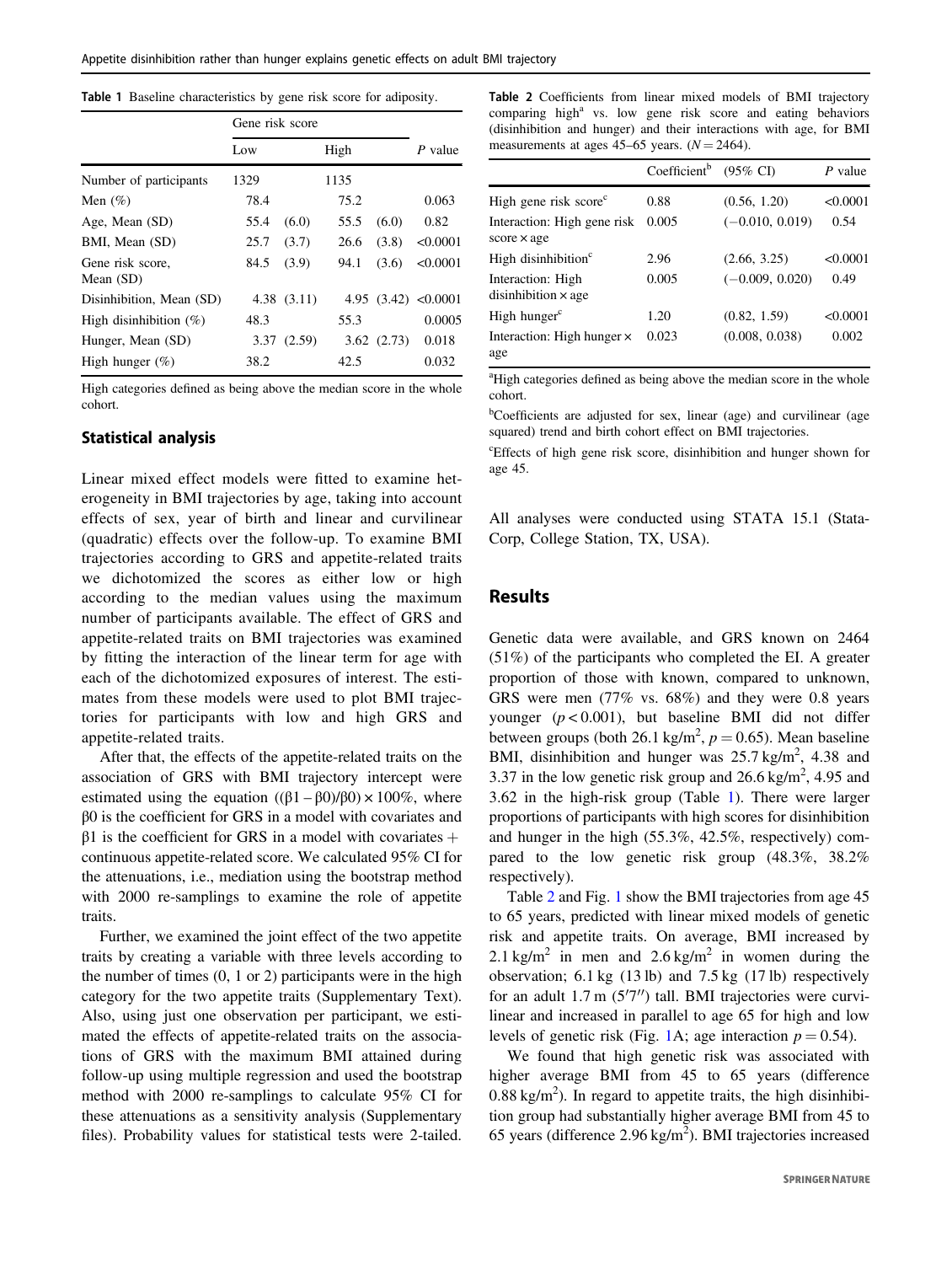**Table 1** Baseline characteristics by gene risk score for adiposity.

| | Gene risk score | | | | P value |
|---|---|---|---|---|---|
| | Low | | High | | |
| Number of participants | 1329 | | 1135 | | |
| Men (%) | 78.4 | | 75.2 | | 0.063 |
| Age, Mean (SD) | 55.4 | (6.0) | 55.5 | (6.0) | 0.82 |
| BMI, Mean (SD) | 25.7 | (3.7) | 26.6 | (3.8) | <0.0001 |
| Gene risk score, Mean (SD) | 84.5 | (3.9) | 94.1 | (3.6) | <0.0001 |
| Disinhibition, Mean (SD) | 4.38 | (3.11) | 4.95 | (3.42) | <0.0001 |
| High disinhibition (%) | 48.3 | | 55.3 | | 0.0005 |
| Hunger, Mean (SD) | 3.37 | (2.59) | 3.62 | (2.73) | 0.018 |
| High hunger (%) | 38.2 | | 42.5 | | 0.032 |

High categories defined as being above the median score in the whole cohort.

## Statistical analysis

Linear mixed effect models were fitted to examine heterogeneity in BMI trajectories by age, taking into account effects of sex, year of birth and linear and curvilinear (quadratic) effects over the follow-up. To examine BMI trajectories according to GRS and appetite-related traits we dichotomized the scores as either low or high according to the median values using the maximum number of participants available. The effect of GRS and appetite-related traits on BMI trajectories was examined by fitting the interaction of the linear term for age with each of the dichotomized exposures of interest. The estimates from these models were used to plot BMI trajectories for participants with low and high GRS and appetite-related traits.

After that, the effects of the appetite-related traits on the association of GRS with BMI trajectory intercept were estimated using the equation $((\beta 1 - \beta 0)/\beta 0) \times 100\%$, where $\beta 0$ is the coefficient for GRS in a model with covariates and $\beta 1$ is the coefficient for GRS in a model with covariates + continuous appetite-related score. We calculated 95% CI for the attenuations, i.e., mediation using the bootstrap method with 2000 re-samplings to examine the role of appetite traits.

Further, we examined the joint effect of the two appetite traits by creating a variable with three levels according to the number of times (0, 1 or 2) participants were in the high category for the two appetite traits (Supplementary Text). Also, using just one observation per participant, we estimated the effects of appetite-related traits on the associations of GRS with the maximum BMI attained during follow-up using multiple regression and used the bootstrap method with 2000 re-samplings to calculate 95% CI for these attenuations as a sensitivity analysis (Supplementary files). Probability values for statistical tests were 2-tailed.

**Table 2** Coefficients from linear mixed models of BMI trajectory comparing high[a] vs. low gene risk score and eating behaviors (disinhibition and hunger) and their interactions with age, for BMI measurements at ages 45–65 years. ($N = 2464$).

| | Coefficient[b] | (95% CI) | P value |
|---|---|---|---|
| High gene risk score[c] | 0.88 | (0.56, 1.20) | <0.0001 |
| Interaction: High gene risk score × age | 0.005 | (−0.010, 0.019) | 0.54 |
| High disinhibition[c] | 2.96 | (2.66, 3.25) | <0.0001 |
| Interaction: High disinhibition × age | 0.005 | (−0.009, 0.020) | 0.49 |
| High hunger[c] | 1.20 | (0.82, 1.59) | <0.0001 |
| Interaction: High hunger × age | 0.023 | (0.008, 0.038) | 0.002 |

[a]High categories defined as being above the median score in the whole cohort.

[b]Coefficients are adjusted for sex, linear (age) and curvilinear (age squared) trend and birth cohort effect on BMI trajectories.

[c]Effects of high gene risk score, disinhibition and hunger shown for age 45.

All analyses were conducted using STATA 15.1 (StataCorp, College Station, TX, USA).

## Results

Genetic data were available, and GRS known on 2464 (51%) of the participants who completed the EI. A greater proportion of those with known, compared to unknown, GRS were men (77% vs. 68%) and they were 0.8 years younger ($p < 0.001$), but baseline BMI did not differ between groups (both 26.1 kg/m$^2$, $p = 0.65$). Mean baseline BMI, disinhibition and hunger was 25.7 kg/m$^2$, 4.38 and 3.37 in the low genetic risk group and 26.6 kg/m$^2$, 4.95 and 3.62 in the high-risk group (Table 1). There were larger proportions of participants with high scores for disinhibition and hunger in the high (55.3%, 42.5%, respectively) compared to the low genetic risk group (48.3%, 38.2% respectively).

Table 2 and Fig. 1 show the BMI trajectories from age 45 to 65 years, predicted with linear mixed models of genetic risk and appetite traits. On average, BMI increased by 2.1 kg/m$^2$ in men and 2.6 kg/m$^2$ in women during the observation; 6.1 kg (13 lb) and 7.5 kg (17 lb) respectively for an adult 1.7 m (5′7″) tall. BMI trajectories were curvilinear and increased in parallel to age 65 for high and low levels of genetic risk (Fig. 1A; age interaction $p = 0.54$).

We found that high genetic risk was associated with higher average BMI from 45 to 65 years (difference 0.88 kg/m$^2$). In regard to appetite traits, the high disinhibition group had substantially higher average BMI from 45 to 65 years (difference 2.96 kg/m$^2$). BMI trajectories increased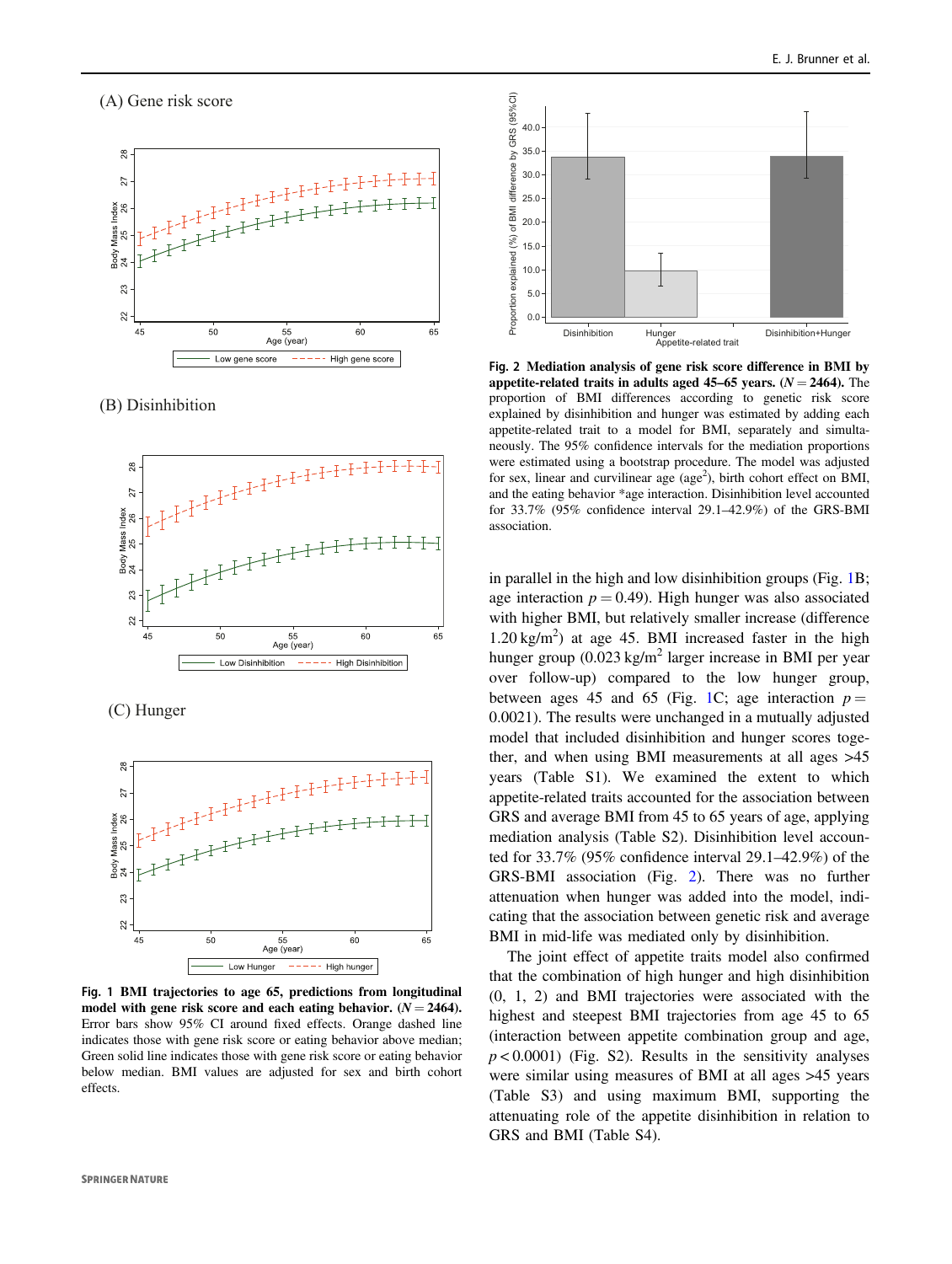**Fig. 1 BMI trajectories to age 65, predictions from longitudinal model with gene risk score and each eating behavior.** (*N* = 2464). Error bars show 95% CI around fixed effects. Orange dashed line indicates those with gene risk score or eating behavior above median; Green solid line indicates those with gene risk score or eating behavior below median. BMI values are adjusted for sex and birth cohort effects.

**Fig. 2 Mediation analysis of gene risk score difference in BMI by appetite-related traits in adults aged 45–65 years.** (*N* = 2464). The proportion of BMI differences according to genetic risk score explained by disinhibition and hunger was estimated by adding each appetite-related trait to a model for BMI, separately and simultaneously. The 95% confidence intervals for the mediation proportions were estimated using a bootstrap procedure. The model was adjusted for sex, linear and curvilinear age (age$^2$), birth cohort effect on BMI, and the eating behavior *age interaction. Disinhibition level accounted for 33.7% (95% confidence interval 29.1–42.9%) of the GRS-BMI association.

in parallel in the high and low disinhibition groups (Fig. 1B; age interaction $p = 0.49$). High hunger was also associated with higher BMI, but relatively smaller increase (difference 1.20 kg/m$^2$) at age 45. BMI increased faster in the high hunger group (0.023 kg/m$^2$ larger increase in BMI per year over follow-up) compared to the low hunger group, between ages 45 and 65 (Fig. 1C; age interaction $p = 0.0021$). The results were unchanged in a mutually adjusted model that included disinhibition and hunger scores together, and when using BMI measurements at all ages >45 years (Table S1). We examined the extent to which appetite-related traits accounted for the association between GRS and average BMI from 45 to 65 years of age, applying mediation analysis (Table S2). Disinhibition level accounted for 33.7% (95% confidence interval 29.1–42.9%) of the GRS-BMI association (Fig. 2). There was no further attenuation when hunger was added into the model, indicating that the association between genetic risk and average BMI in mid-life was mediated only by disinhibition.

The joint effect of appetite traits model also confirmed that the combination of high hunger and high disinhibition (0, 1, 2) and BMI trajectories were associated with the highest and steepest BMI trajectories from age 45 to 65 (interaction between appetite combination group and age, $p < 0.0001$) (Fig. S2). Results in the sensitivity analyses were similar using measures of BMI at all ages >45 years (Table S3) and using maximum BMI, supporting the attenuating role of the appetite disinhibition in relation to GRS and BMI (Table S4).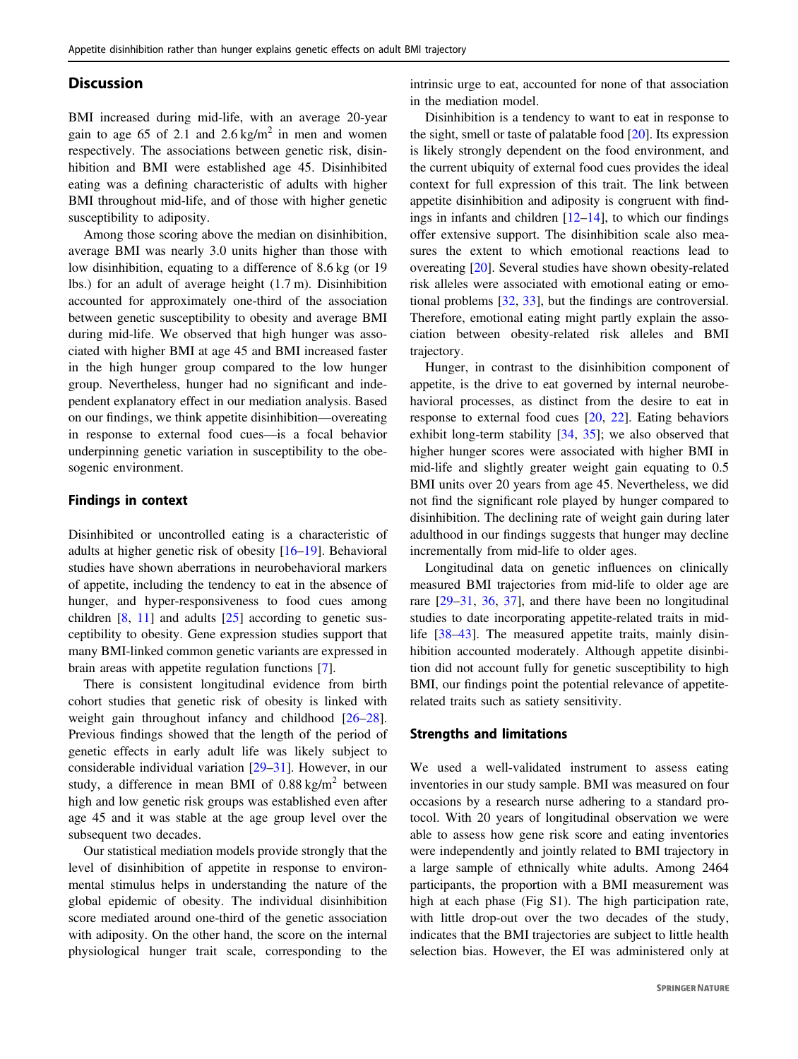## Discussion

BMI increased during mid-life, with an average 20-year gain to age 65 of 2.1 and 2.6 kg/m$^2$ in men and women respectively. The associations between genetic risk, disinhibition and BMI were established age 45. Disinhibited eating was a defining characteristic of adults with higher BMI throughout mid-life, and of those with higher genetic susceptibility to adiposity.

Among those scoring above the median on disinhibition, average BMI was nearly 3.0 units higher than those with low disinhibition, equating to a difference of 8.6 kg (or 19 lbs.) for an adult of average height (1.7 m). Disinhibition accounted for approximately one-third of the association between genetic susceptibility to obesity and average BMI during mid-life. We observed that high hunger was associated with higher BMI at age 45 and BMI increased faster in the high hunger group compared to the low hunger group. Nevertheless, hunger had no significant and independent explanatory effect in our mediation analysis. Based on our findings, we think appetite disinhibition—overeating in response to external food cues—is a focal behavior underpinning genetic variation in susceptibility to the obesogenic environment.

### Findings in context

Disinhibited or uncontrolled eating is a characteristic of adults at higher genetic risk of obesity [16–19]. Behavioral studies have shown aberrations in neurobehavioral markers of appetite, including the tendency to eat in the absence of hunger, and hyper-responsiveness to food cues among children [8, 11] and adults [25] according to genetic susceptibility to obesity. Gene expression studies support that many BMI-linked common genetic variants are expressed in brain areas with appetite regulation functions [7].

There is consistent longitudinal evidence from birth cohort studies that genetic risk of obesity is linked with weight gain throughout infancy and childhood [26–28]. Previous findings showed that the length of the period of genetic effects in early adult life was likely subject to considerable individual variation [29–31]. However, in our study, a difference in mean BMI of 0.88 kg/m$^2$ between high and low genetic risk groups was established even after age 45 and it was stable at the age group level over the subsequent two decades.

Our statistical mediation models provide strongly that the level of disinhibition of appetite in response to environmental stimulus helps in understanding the nature of the global epidemic of obesity. The individual disinhibition score mediated around one-third of the genetic association with adiposity. On the other hand, the score on the internal physiological hunger trait scale, corresponding to the intrinsic urge to eat, accounted for none of that association in the mediation model.

Disinhibition is a tendency to want to eat in response to the sight, smell or taste of palatable food [20]. Its expression is likely strongly dependent on the food environment, and the current ubiquity of external food cues provides the ideal context for full expression of this trait. The link between appetite disinhibition and adiposity is congruent with findings in infants and children [12–14], to which our findings offer extensive support. The disinhibition scale also measures the extent to which emotional reactions lead to overeating [20]. Several studies have shown obesity-related risk alleles were associated with emotional eating or emotional problems [32, 33], but the findings are controversial. Therefore, emotional eating might partly explain the association between obesity-related risk alleles and BMI trajectory.

Hunger, in contrast to the disinhibition component of appetite, is the drive to eat governed by internal neurobehavioral processes, as distinct from the desire to eat in response to external food cues [20, 22]. Eating behaviors exhibit long-term stability [34, 35]; we also observed that higher hunger scores were associated with higher BMI in mid-life and slightly greater weight gain equating to 0.5 BMI units over 20 years from age 45. Nevertheless, we did not find the significant role played by hunger compared to disinhibition. The declining rate of weight gain during later adulthood in our findings suggests that hunger may decline incrementally from mid-life to older ages.

Longitudinal data on genetic influences on clinically measured BMI trajectories from mid-life to older age are rare [29–31, 36, 37], and there have been no longitudinal studies to date incorporating appetite-related traits in mid-life [38–43]. The measured appetite traits, mainly disinhibition accounted moderately. Although appetite disinbition did not account fully for genetic susceptibility to high BMI, our findings point the potential relevance of appetite-related traits such as satiety sensitivity.

### Strengths and limitations

We used a well-validated instrument to assess eating inventories in our study sample. BMI was measured on four occasions by a research nurse adhering to a standard protocol. With 20 years of longitudinal observation we were able to assess how gene risk score and eating inventories were independently and jointly related to BMI trajectory in a large sample of ethnically white adults. Among 2464 participants, the proportion with a BMI measurement was high at each phase (Fig S1). The high participation rate, with little drop-out over the two decades of the study, indicates that the BMI trajectories are subject to little health selection bias. However, the EI was administered only at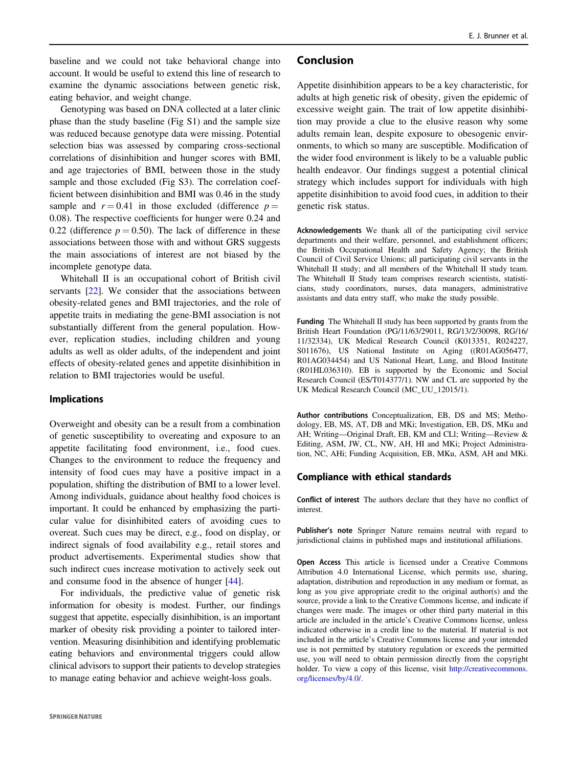baseline and we could not take behavioral change into account. It would be useful to extend this line of research to examine the dynamic associations between genetic risk, eating behavior, and weight change.

Genotyping was based on DNA collected at a later clinic phase than the study baseline (Fig S1) and the sample size was reduced because genotype data were missing. Potential selection bias was assessed by comparing cross-sectional correlations of disinhibition and hunger scores with BMI, and age trajectories of BMI, between those in the study sample and those excluded (Fig S3). The correlation coefficient between disinhibition and BMI was 0.46 in the study sample and $r = 0.41$ in those excluded (difference $p = 0.08$). The respective coefficients for hunger were 0.24 and 0.22 (difference $p = 0.50$). The lack of difference in these associations between those with and without GRS suggests the main associations of interest are not biased by the incomplete genotype data.

Whitehall II is an occupational cohort of British civil servants [22]. We consider that the associations between obesity-related genes and BMI trajectories, and the role of appetite traits in mediating the gene-BMI association is not substantially different from the general population. However, replication studies, including children and young adults as well as older adults, of the independent and joint effects of obesity-related genes and appetite disinhibition in relation to BMI trajectories would be useful.

### Implications

Overweight and obesity can be a result from a combination of genetic susceptibility to overeating and exposure to an appetite facilitating food environment, i.e., food cues. Changes to the environment to reduce the frequency and intensity of food cues may have a positive impact in a population, shifting the distribution of BMI to a lower level. Among individuals, guidance about healthy food choices is important. It could be enhanced by emphasizing the particular value for disinhibited eaters of avoiding cues to overeat. Such cues may be direct, e.g., food on display, or indirect signals of food availability e.g., retail stores and product advertisements. Experimental studies show that such indirect cues increase motivation to actively seek out and consume food in the absence of hunger [44].

For individuals, the predictive value of genetic risk information for obesity is modest. Further, our findings suggest that appetite, especially disinhibition, is an important marker of obesity risk providing a pointer to tailored intervention. Measuring disinhibition and identifying problematic eating behaviors and environmental triggers could allow clinical advisors to support their patients to develop strategies to manage eating behavior and achieve weight-loss goals.

## Conclusion

Appetite disinhibition appears to be a key characteristic, for adults at high genetic risk of obesity, given the epidemic of excessive weight gain. The trait of low appetite disinhibition may provide a clue to the elusive reason why some adults remain lean, despite exposure to obesogenic environments, to which so many are susceptible. Modification of the wider food environment is likely to be a valuable public health endeavor. Our findings suggest a potential clinical strategy which includes support for individuals with high appetite disinhibition to avoid food cues, in addition to their genetic risk status.

**Acknowledgements** We thank all of the participating civil service departments and their welfare, personnel, and establishment officers; the British Occupational Health and Safety Agency; the British Council of Civil Service Unions; all participating civil servants in the Whitehall II study; and all members of the Whitehall II study team. The Whitehall II Study team comprises research scientists, statisticians, study coordinators, nurses, data managers, administrative assistants and data entry staff, who make the study possible.

**Funding** The Whitehall II study has been supported by grants from the British Heart Foundation (PG/11/63/29011, RG/13/2/30098, RG/16/11/32334), UK Medical Research Council (K013351, R024227, S011676), US National Institute on Aging ((R01AG056477, R01AG034454) and US National Heart, Lung, and Blood Institute (R01HL036310). EB is supported by the Economic and Social Research Council (ES/T014377/1). NW and CL are supported by the UK Medical Research Council (MC_UU_12015/1).

**Author contributions** Conceptualization, EB, DS and MS; Methodology, EB, MS, AT, DB and MKi; Investigation, EB, DS, MKu and AH; Writing—Original Draft, EB, KM and CLl; Writing—Review & Editing, ASM, JW, CL, NW, AH, HI and MKi; Project Administration, NC, AHi; Funding Acquisition, EB, MKu, ASM, AH and MKi.

### Compliance with ethical standards

**Conflict of interest** The authors declare that they have no conflict of interest.

**Publisher's note** Springer Nature remains neutral with regard to jurisdictional claims in published maps and institutional affiliations.

**Open Access** This article is licensed under a Creative Commons Attribution 4.0 International License, which permits use, sharing, adaptation, distribution and reproduction in any medium or format, as long as you give appropriate credit to the original author(s) and the source, provide a link to the Creative Commons license, and indicate if changes were made. The images or other third party material in this article are included in the article's Creative Commons license, unless indicated otherwise in a credit line to the material. If material is not included in the article's Creative Commons license and your intended use is not permitted by statutory regulation or exceeds the permitted use, you will need to obtain permission directly from the copyright holder. To view a copy of this license, visit http://creativecommons.org/licenses/by/4.0/.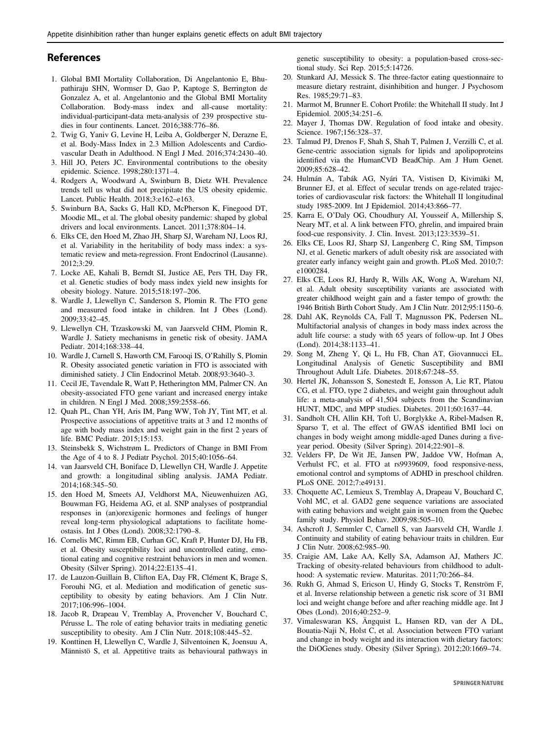## References

1. Global BMI Mortality Collaboration, Di Angelantonio E, Bhupathiraju SHN, Wormser D, Gao P, Kaptoge S, Berrington de Gonzalez A, et al. Angelantonio and the Global BMI Mortality Collaboration. Body-mass index and all-cause mortality: individual-participant-data meta-analysis of 239 prospective studies in four continents. Lancet. 2016;388:776–86.
2. Twig G, Yaniv G, Levine H, Leiba A, Goldberger N, Derazne E, et al. Body-Mass Index in 2.3 Million Adolescents and Cardiovascular Death in Adulthood. N Engl J Med. 2016;374:2430–40.
3. Hill JO, Peters JC. Environmental contributions to the obesity epidemic. Science. 1998;280:1371–4.
4. Rodgers A, Woodward A, Swinburn B, Dietz WH. Prevalence trends tell us what did not precipitate the US obesity epidemic. Lancet. Public Health. 2018;3:e162–e163.
5. Swinburn BA, Sacks G, Hall KD, McPherson K, Finegood DT, Moodie ML, et al. The global obesity pandemic: shaped by global drivers and local environments. Lancet. 2011;378:804–14.
6. Elks CE, den Hoed M, Zhao JH, Sharp SJ, Wareham NJ, Loos RJ, et al. Variability in the heritability of body mass index: a systematic review and meta-regression. Front Endocrinol (Lausanne). 2012;3:29.
7. Locke AE, Kahali B, Berndt SI, Justice AE, Pers TH, Day FR, et al. Genetic studies of body mass index yield new insights for obesity biology. Nature. 2015;518:197–206.
8. Wardle J, Llewellyn C, Sanderson S, Plomin R. The FTO gene and measured food intake in children. Int J Obes (Lond). 2009;33:42–45.
9. Llewellyn CH, Trzaskowski M, van Jaarsveld CHM, Plomin R, Wardle J. Satiety mechanisms in genetic risk of obesity. JAMA Pediatr. 2014;168:338–44.
10. Wardle J, Carnell S, Haworth CM, Farooqi IS, O'Rahilly S, Plomin R. Obesity associated genetic variation in FTO is associated with diminished satiety. J Clin Endocrinol Metab. 2008;93:3640–3.
11. Cecil JE, Tavendale R, Watt P, Hetherington MM, Palmer CN. An obesity-associated FTO gene variant and increased energy intake in children. N Engl J Med. 2008;359:2558–66.
12. Quah PL, Chan YH, Aris IM, Pang WW, Toh JY, Tint MT, et al. Prospective associations of appetitive traits at 3 and 12 months of age with body mass index and weight gain in the first 2 years of life. BMC Pediatr. 2015;15:153.
13. Steinsbekk S, Wichstrøm L. Predictors of Change in BMI From the Age of 4 to 8. J Pediatr Psychol. 2015;40:1056–64.
14. van Jaarsveld CH, Boniface D, Llewellyn CH, Wardle J. Appetite and growth: a longitudinal sibling analysis. JAMA Pediatr. 2014;168:345–50.
15. den Hoed M, Smeets AJ, Veldhorst MA, Nieuwenhuizen AG, Bouwman FG, Heidema AG, et al. SNP analyses of postprandial responses in (an)orexigenic hormones and feelings of hunger reveal long-term physiological adaptations to facilitate homeostasis. Int J Obes (Lond). 2008;32:1790–8.
16. Cornelis MC, Rimm EB, Curhan GC, Kraft P, Hunter DJ, Hu FB, et al. Obesity susceptibility loci and uncontrolled eating, emotional eating and cognitive restraint behaviors in men and women. Obesity (Silver Spring). 2014;22:E135–41.
17. de Lauzon-Guillain B, Clifton EA, Day FR, Clément K, Brage S, Forouhi NG, et al. Mediation and modification of genetic susceptibility to obesity by eating behaviors. Am J Clin Nutr. 2017;106:996–1004.
18. Jacob R, Drapeau V, Tremblay A, Provencher V, Bouchard C, Pérusse L. The role of eating behavior traits in mediating genetic susceptibility to obesity. Am J Clin Nutr. 2018;108:445–52.
19. Konttinen H, Llewellyn C, Wardle J, Silventoinen K, Joensuu A, Männistö S, et al. Appetitive traits as behavioural pathways in genetic susceptibility to obesity: a population-based cross-sectional study. Sci Rep. 2015;5:14726.
20. Stunkard AJ, Messick S. The three-factor eating questionnaire to measure dietary restraint, disinhibition and hunger. J Psychosom Res. 1985;29:71–83.
21. Marmot M, Brunner E. Cohort Profile: the Whitehall II study. Int J Epidemiol. 2005;34:251–6.
22. Mayer J, Thomas DW. Regulation of food intake and obesity. Science. 1967;156:328–37.
23. Talmud PJ, Drenos F, Shah S, Shah T, Palmen J, Verzilli C, et al. Gene-centric association signals for lipids and apolipoproteins identified via the HumanCVD BeadChip. Am J Hum Genet. 2009;85:628–42.
24. Hulmán A, Tabák AG, Nyári TA, Vistisen D, Kivimäki M, Brunner EJ, et al. Effect of secular trends on age-related trajectories of cardiovascular risk factors: the Whitehall II longitudinal study 1985-2009. Int J Epidemiol. 2014;43:866–77.
25. Karra E, O'Daly OG, Choudhury AI, Yousseif A, Millership S, Neary MT, et al. A link between FTO, ghrelin, and impaired brain food-cue responsivity. J. Clin. Invest. 2013;123:3539–51.
26. Elks CE, Loos RJ, Sharp SJ, Langenberg C, Ring SM, Timpson NJ, et al. Genetic markers of adult obesity risk are associated with greater early infancy weight gain and growth. PLoS Med. 2010;7:e1000284.
27. Elks CE, Loos RJ, Hardy R, Wills AK, Wong A, Wareham NJ, et al. Adult obesity susceptibility variants are associated with greater childhood weight gain and a faster tempo of growth: the 1946 British Birth Cohort Study. Am J Clin Nutr. 2012;95:1150–6.
28. Dahl AK, Reynolds CA, Fall T, Magnusson PK, Pedersen NL. Multifactorial analysis of changes in body mass index across the adult life course: a study with 65 years of follow-up. Int J Obes (Lond). 2014;38:1133–41.
29. Song M, Zheng Y, Qi L, Hu FB, Chan AT, Giovannucci EL. Longitudinal Analysis of Genetic Susceptibility and BMI Throughout Adult Life. Diabetes. 2018;67:248–55.
30. Hertel JK, Johansson S, Sonestedt E, Jonsson A, Lie RT, Platou CG, et al. FTO, type 2 diabetes, and weight gain throughout adult life: a meta-analysis of 41,504 subjects from the Scandinavian HUNT, MDC, and MPP studies. Diabetes. 2011;60:1637–44.
31. Sandholt CH, Allin KH, Toft U, Borglykke A, Ribel-Madsen R, Sparso T, et al. The effect of GWAS identified BMI loci on changes in body weight among middle-aged Danes during a five-year period. Obesity (Silver Spring). 2014;22:901–8.
32. Velders FP, De Wit JE, Jansen PW, Jaddoe VW, Hofman A, Verhulst FC, et al. FTO at rs9939609, food responsive-ness, emotional control and symptoms of ADHD in preschool children. PLoS ONE. 2012;7:e49131.
33. Choquette AC, Lemieux S, Tremblay A, Drapeau V, Bouchard C, Vohl MC, et al. GAD2 gene sequence variations are associated with eating behaviors and weight gain in women from the Quebec family study. Physiol Behav. 2009;98:505–10.
34. Ashcroft J, Semmler C, Carnell S, van Jaarsveld CH, Wardle J. Continuity and stability of eating behaviour traits in children. Eur J Clin Nutr. 2008;62:985–90.
35. Craigie AM, Lake AA, Kelly SA, Adamson AJ, Mathers JC. Tracking of obesity-related behaviours from childhood to adulthood: A systematic review. Maturitas. 2011;70:266–84.
36. Rukh G, Ahmad S, Ericson U, Hindy G, Stocks T, Renström F, et al. Inverse relationship between a genetic risk score of 31 BMI loci and weight change before and after reaching middle age. Int J Obes (Lond). 2016;40:252–9.
37. Vimaleswaran KS, Ängquist L, Hansen RD, van der A DL, Bouatia-Naji N, Holst C, et al. Association between FTO variant and change in body weight and its interaction with dietary factors: the DiOGenes study. Obesity (Silver Spring). 2012;20:1669–74.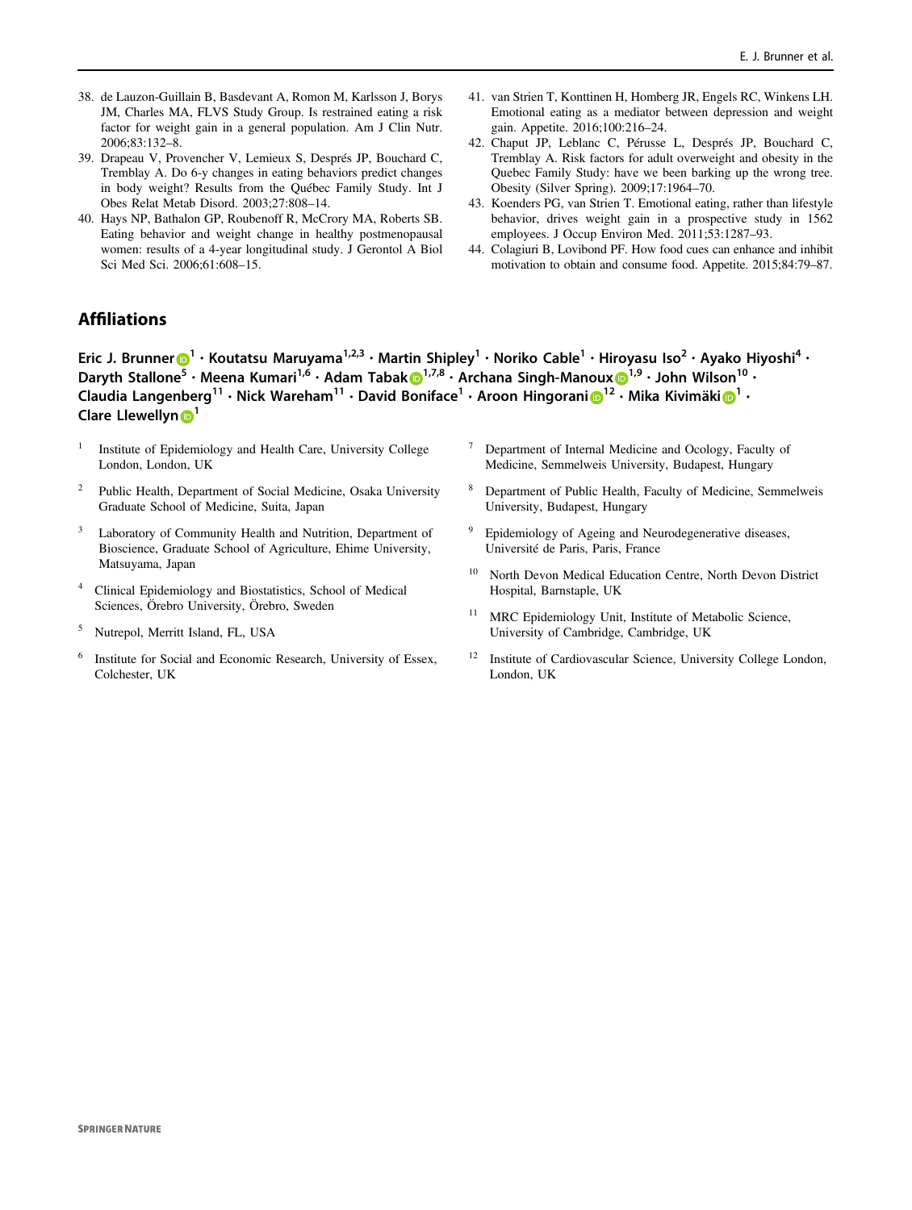38. de Lauzon-Guillain B, Basdevant A, Romon M, Karlsson J, Borys JM, Charles MA, FLVS Study Group. Is restrained eating a risk factor for weight gain in a general population. Am J Clin Nutr. 2006;83:132–8.
39. Drapeau V, Provencher V, Lemieux S, Després JP, Bouchard C, Tremblay A. Do 6-y changes in eating behaviors predict changes in body weight? Results from the Québec Family Study. Int J Obes Relat Metab Disord. 2003;27:808–14.
40. Hays NP, Bathalon GP, Roubenoff R, McCrory MA, Roberts SB. Eating behavior and weight change in healthy postmenopausal women: results of a 4-year longitudinal study. J Gerontol A Biol Sci Med Sci. 2006;61:608–15.
41. van Strien T, Konttinen H, Homberg JR, Engels RC, Winkens LH. Emotional eating as a mediator between depression and weight gain. Appetite. 2016;100:216–24.
42. Chaput JP, Leblanc C, Pérusse L, Després JP, Bouchard C, Tremblay A. Risk factors for adult overweight and obesity in the Quebec Family Study: have we been barking up the wrong tree. Obesity (Silver Spring). 2009;17:1964–70.
43. Koenders PG, van Strien T. Emotional eating, rather than lifestyle behavior, drives weight gain in a prospective study in 1562 employees. J Occup Environ Med. 2011;53:1287–93.
44. Colagiuri B, Lovibond PF. How food cues can enhance and inhibit motivation to obtain and consume food. Appetite. 2015;84:79–87.

## Affiliations

**Eric J. Brunner[1] · Koutatsu Maruyama[1,2,3] · Martin Shipley[1] · Noriko Cable[1] · Hiroyasu Iso[2] · Ayako Hiyoshi[4] · Daryth Stallone[5] · Meena Kumari[1,6] · Adam Tabak[1,7,8] · Archana Singh-Manoux[1,9] · John Wilson[10] · Claudia Langenberg[11] · Nick Wareham[11] · David Boniface[1] · Aroon Hingorani[12] · Mika Kivimäki[1] · Clare Llewellyn[1]**

1. Institute of Epidemiology and Health Care, University College London, London, UK
2. Public Health, Department of Social Medicine, Osaka University Graduate School of Medicine, Suita, Japan
3. Laboratory of Community Health and Nutrition, Department of Bioscience, Graduate School of Agriculture, Ehime University, Matsuyama, Japan
4. Clinical Epidemiology and Biostatistics, School of Medical Sciences, Örebro University, Örebro, Sweden
5. Nutrepol, Merritt Island, FL, USA
6. Institute for Social and Economic Research, University of Essex, Colchester, UK
7. Department of Internal Medicine and Ocology, Faculty of Medicine, Semmelweis University, Budapest, Hungary
8. Department of Public Health, Faculty of Medicine, Semmelweis University, Budapest, Hungary
9. Epidemiology of Ageing and Neurodegenerative diseases, Université de Paris, Paris, France
10. North Devon Medical Education Centre, North Devon District Hospital, Barnstaple, UK
11. MRC Epidemiology Unit, Institute of Metabolic Science, University of Cambridge, Cambridge, UK
12. Institute of Cardiovascular Science, University College London, London, UK